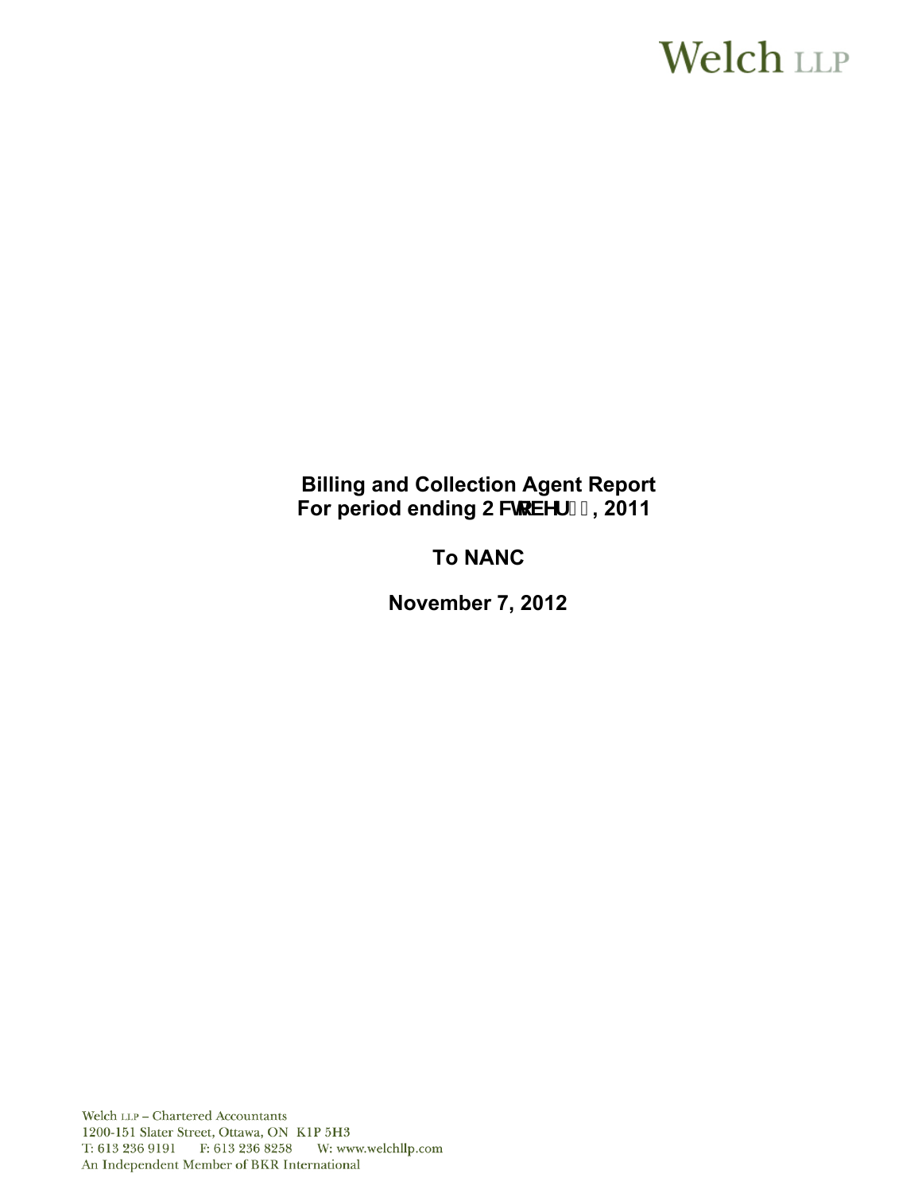Welch LLP

**Billing and Collection Agent Report**
**For period ending 2FWREHU , 2011**

**To NANC**

**November 7, 2012**

Welch LLP – Chartered Accountants
1200-151 Slater Street, Ottawa, ON K1P 5H3
T: 613 236 9191 F: 613 236 8258 W: www.welchllp.com
An Independent Member of BKR International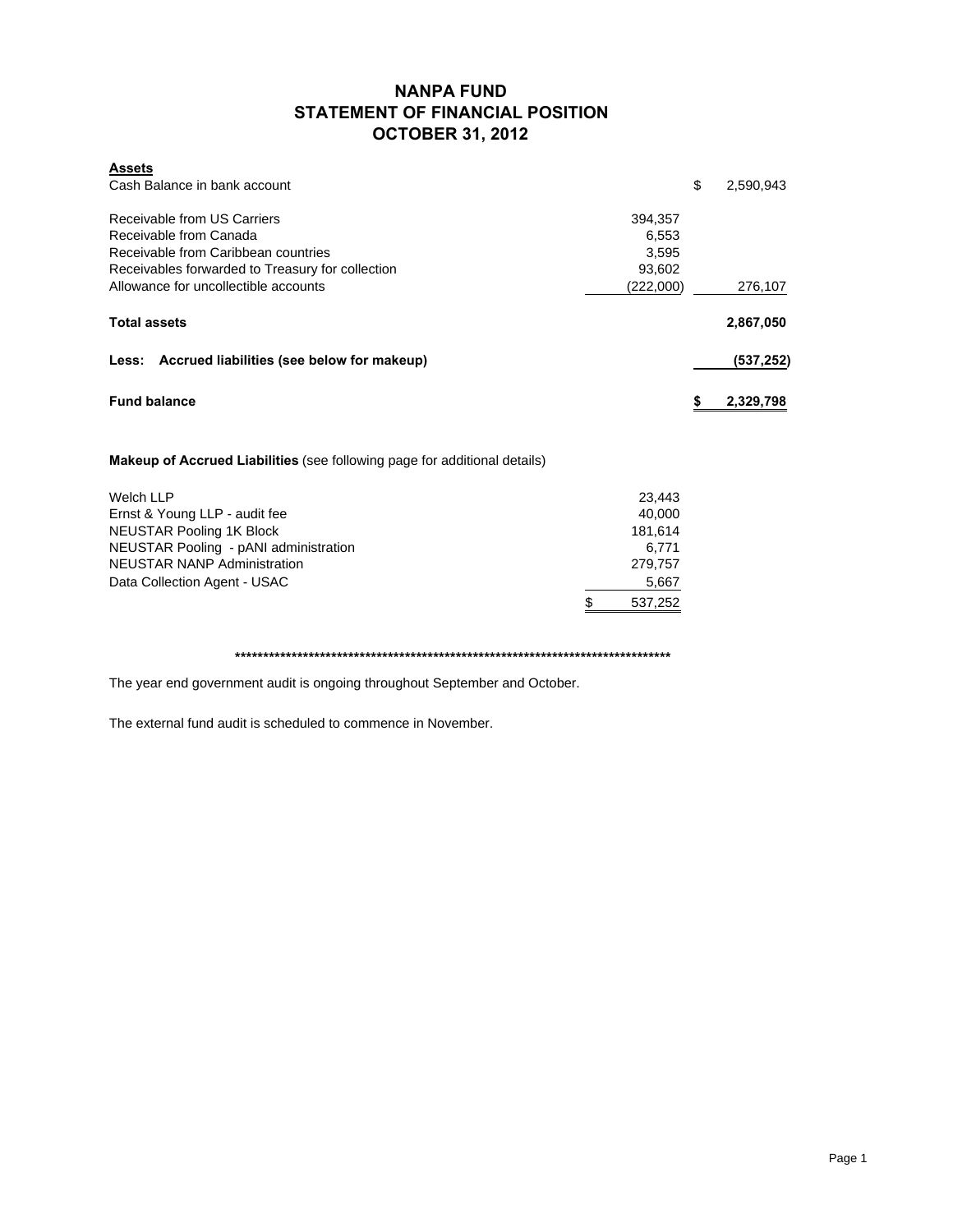# NANPA FUND
## STATEMENT OF FINANCIAL POSITION
## OCTOBER 31, 2012

| **Assets** | | |
|---|---|---|
| Cash Balance in bank account | | $ 2,590,943 |
| | | |
| Receivable from US Carriers | 394,357 | |
| Receivable from Canada | 6,553 | |
| Receivable from Caribbean countries | 3,595 | |
| Receivables forwarded to Treasury for collection | 93,602 | |
| Allowance for uncollectible accounts | (222,000) | 276,107 |
| | | |
| **Total assets** | | **2,867,050** |
| | | |
| **Less: Accrued liabilities (see below for makeup)** | | **(537,252)** |
| | | |
| **Fund balance** | | **$ 2,329,798** |

**Makeup of Accrued Liabilities** (see following page for additional details)

| | |
|---|---|
| Welch LLP | 23,443 |
| Ernst & Young LLP - audit fee | 40,000 |
| NEUSTAR Pooling 1K Block | 181,614 |
| NEUSTAR Pooling - pANI administration | 6,771 |
| NEUSTAR NANP Administration | 279,757 |
| Data Collection Agent - USAC | 5,667 |
| | $ 537,252 |

********************************************************************************

The year end government audit is ongoing throughout September and October.

The external fund audit is scheduled to commence in November.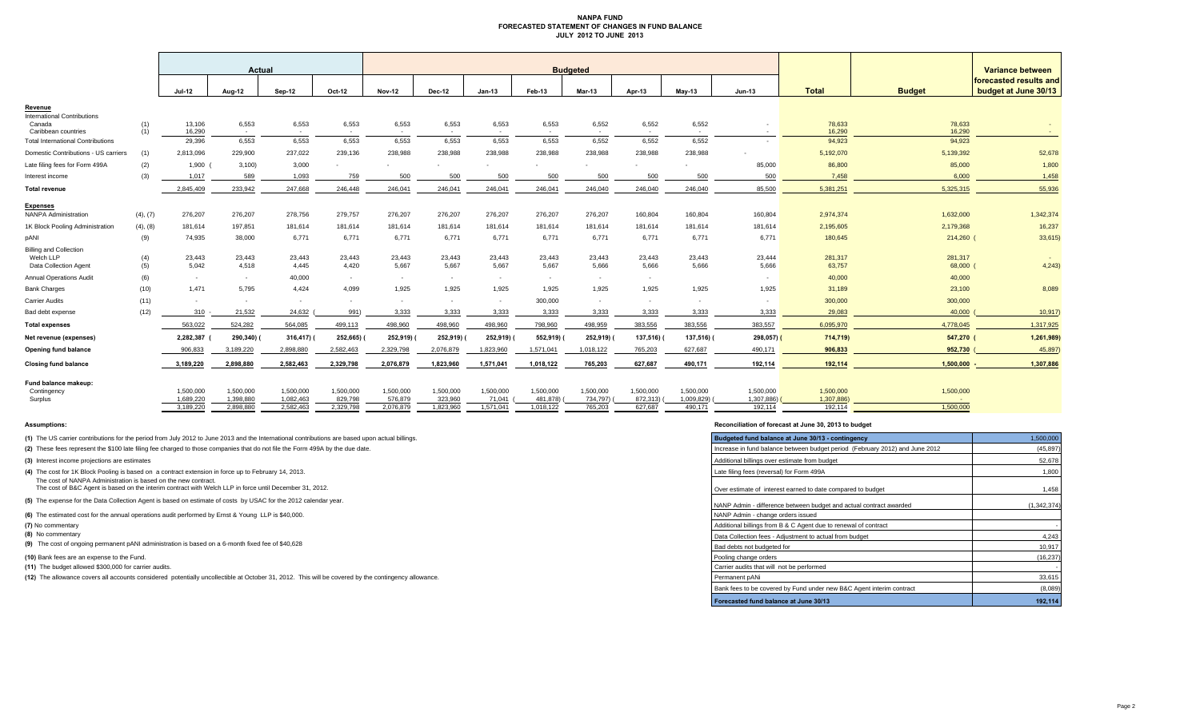# NANPA FUND
## FORECASTED STATEMENT OF CHANGES IN FUND BALANCE
### JULY 2012 TO JUNE 2013

| | | Actual | | | | Budgeted | | | | | | | | | | Variance between forecasted results and budget at June 30/13 |
|---|---|---|---|---|---|---|---|---|---|---|---|---|---|---|---|---|
| | | Jul-12 | Aug-12 | Sep-12 | Oct-12 | Nov-12 | Dec-12 | Jan-13 | Feb-13 | Mar-13 | Apr-13 | May-13 | Jun-13 | Total | Budget | |
| **Revenue** | | | | | | | | | | | | | | | | |
| International Contributions | | | | | | | | | | | | | | | | |
| Canada | (1) | 13,106 | 6,553 | 6,553 | 6,553 | 6,553 | 6,553 | 6,553 | 6,553 | 6,552 | 6,552 | 6,552 | - | 78,633 | 78,633 | - |
| Caribbean countries | (1) | 16,290 | - | - | - | - | - | - | - | - | - | - | - | 16,290 | 16,290 | - |
| Total International Contributions | | 29,396 | 6,553 | 6,553 | 6,553 | 6,553 | 6,553 | 6,553 | 6,553 | 6,552 | 6,552 | 6,552 | - | 94,923 | 94,923 | - |
| Domestic Contributions - US carriers | (1) | 2,813,096 | 229,900 | 237,022 | 239,136 | 238,988 | 238,988 | 238,988 | 238,988 | 238,988 | 238,988 | 238,988 | - | 5,192,070 | 5,139,392 | 52,678 |
| Late filing fees for Form 499A | (2) | 1,900 | (3,100) | 3,000 | - | - | - | - | - | - | - | - | 85,000 | 86,800 | 85,000 | 1,800 |
| Interest income | (3) | 1,017 | 589 | 1,093 | 759 | 500 | 500 | 500 | 500 | 500 | 500 | 500 | 500 | 7,458 | 6,000 | 1,458 |
| **Total revenue** | | 2,845,409 | 233,942 | 247,668 | 246,448 | 246,041 | 246,041 | 246,041 | 246,041 | 246,040 | 246,040 | 246,040 | 85,500 | 5,381,251 | 5,325,315 | 55,936 |
| **Expenses** | | | | | | | | | | | | | | | | |
| NANPA Administration | (4), (7) | 276,207 | 276,207 | 278,756 | 279,757 | 276,207 | 276,207 | 276,207 | 276,207 | 276,207 | 160,804 | 160,804 | 160,804 | 2,974,374 | 1,632,000 | 1,342,374 |
| 1K Block Pooling Administration | (4), (8) | 181,614 | 197,851 | 181,614 | 181,614 | 181,614 | 181,614 | 181,614 | 181,614 | 181,614 | 181,614 | 181,614 | 181,614 | 2,195,605 | 2,179,368 | 16,237 |
| pANI | (9) | 74,935 | 38,000 | 6,771 | 6,771 | 6,771 | 6,771 | 6,771 | 6,771 | 6,771 | 6,771 | 6,771 | 6,771 | 180,645 | 214,260 | (33,615) |
| Billing and Collection | | | | | | | | | | | | | | | | |
| Welch LLP | (4) | 23,443 | 23,443 | 23,443 | 23,443 | 23,443 | 23,443 | 23,443 | 23,443 | 23,443 | 23,443 | 23,443 | 23,444 | 281,317 | 281,317 | - |
| Data Collection Agent | (5) | 5,042 | 4,518 | 4,445 | 4,420 | 5,667 | 5,667 | 5,667 | 5,667 | 5,666 | 5,666 | 5,666 | 5,666 | 63,757 | 68,000 | (4,243) |
| Annual Operations Audit | (6) | - | - | 40,000 | - | - | - | - | - | - | - | - | - | 40,000 | 40,000 | - |
| Bank Charges | (10) | 1,471 | 5,795 | 4,424 | 4,099 | 1,925 | 1,925 | 1,925 | 1,925 | 1,925 | 1,925 | 1,925 | 1,925 | 31,189 | 23,100 | 8,089 |
| Carrier Audits | (11) | - | - | - | - | - | - | - | 300,000 | - | - | - | - | 300,000 | 300,000 | - |
| Bad debt expense | (12) | 310 | 21,532 | 24,632 | (991) | 3,333 | 3,333 | 3,333 | 3,333 | 3,333 | 3,333 | 3,333 | 3,333 | 29,083 | 40,000 | (10,917) |
| **Total expenses** | | 563,022 | 524,282 | 564,085 | 499,113 | 498,960 | 498,960 | 498,960 | 798,960 | 498,959 | 383,556 | 383,556 | 383,557 | 6,095,970 | 4,778,045 | 1,317,925 |
| **Net revenue (expenses)** | | 2,282,387 | (290,340) | (316,417) | (252,665) | (252,919) | (252,919) | (252,919) | (552,919) | (252,919) | (137,516) | (137,516) | (298,057) | (714,719) | 547,270 | (1,261,989) |
| **Opening fund balance** | | 906,833 | 3,189,220 | 2,898,880 | 2,582,463 | 2,329,798 | 2,076,879 | 1,823,960 | 1,571,041 | 1,018,122 | 765,203 | 627,687 | 490,171 | 906,833 | 952,730 | (45,897) |
| **Closing fund balance** | | 3,189,220 | 2,898,880 | 2,582,463 | 2,329,798 | 2,076,879 | 1,823,960 | 1,571,041 | 1,018,122 | 765,203 | 627,687 | 490,171 | 192,114 | 192,114 | 1,500,000 | 1,307,886 |
| **Fund balance makeup:** | | | | | | | | | | | | | | | | |
| Contingency | | 1,500,000 | 1,500,000 | 1,500,000 | 1,500,000 | 1,500,000 | 1,500,000 | 1,500,000 | 1,500,000 | 1,500,000 | 1,500,000 | 1,500,000 | 1,500,000 | 1,500,000 | 1,500,000 | |
| Surplus | | 1,689,220 | 1,398,880 | 1,082,463 | 829,798 | 576,879 | 323,960 | 71,041 | (481,878) | (734,797) | (872,313) | (1,009,829) | (1,307,886) | (1,307,886) | - | |
| | | 3,189,220 | 2,898,880 | 2,582,463 | 2,329,798 | 2,076,879 | 1,823,960 | 1,571,041 | 1,018,122 | 765,203 | 627,687 | 490,171 | 192,114 | 192,114 | 1,500,000 | |

**Assumptions:**

**(1)** The US carrier contributions for the period from July 2012 to June 2013 and the International contributions are based upon actual billings.

**(2)** These fees represent the $100 late filing fee charged to those companies that do not file the Form 499A by the due date.

**(3)** Interest income projections are estimates

**(4)** The cost for 1K Block Pooling is based on a contract extension in force up to February 14, 2013.
The cost of NANPA Administration is based on the new contract.
The cost of B&C Agent is based on the interim contract with Welch LLP in force until December 31, 2012.

**(5)** The expense for the Data Collection Agent is based on estimate of costs by USAC for the 2012 calendar year.

**(6)** The estimated cost for the annual operations audit performed by Ernst & Young LLP is $40,000.

**(7)** No commentary

**(8)** No commentary

**(9)** The cost of ongoing permanent pANI administration is based on a 6-month fixed fee of $40,628

**(10)** Bank fees are an expense to the Fund.

**(11)** The budget allowed $300,000 for carrier audits.

**(12)** The allowance covers all accounts considered potentially uncollectible at October 31, 2012. This will be covered by the contingency allowance.

**Reconciliation of forecast at June 30, 2013 to budget**

| Budgeted fund balance at June 30/13 - contingency | 1,500,000 |
|---|---|
| Increase in fund balance between budget period (February 2012) and June 2012 | (45,897) |
| Additional billings over estimate from budget | 52,678 |
| Late filing fees (reversal) for Form 499A | 1,800 |
| Over estimate of interest earned to date compared to budget | 1,458 |
| NANP Admin - difference between budget and actual contract awarded | (1,342,374) |
| NANP Admin - change orders issued | |
| Additional billings from B & C Agent due to renewal of contract | - |
| Data Collection fees - Adjustment to actual from budget | 4,243 |
| Bad debts not budgeted for | 10,917 |
| Pooling change orders | (16,237) |
| Carrier audits that will not be performed | - |
| Permanent pANi | 33,615 |
| Bank fees to be covered by Fund under new B&C Agent interim contract | (8,089) |
| **Forecasted fund balance at June 30/13** | **192,114** |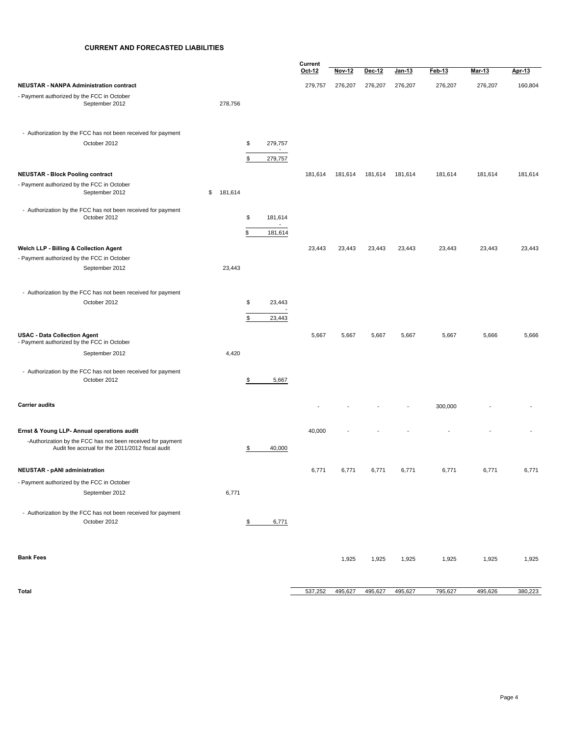## CURRENT AND FORECASTED LIABILITIES

| | | | Current Oct-12 | Nov-12 | Dec-12 | Jan-13 | Feb-13 | Mar-13 | Apr-13 |
|---|---|---|---|---|---|---|---|---|---|
| **NEUSTAR - NANPA Administration contract** | | | 279,757 | 276,207 | 276,207 | 276,207 | 276,207 | 276,207 | 160,804 |
| - Payment authorized by the FCC in October | | | | | | | | | |
| September 2012 | 278,756 | | | | | | | | |
| - Authorization by the FCC has not been received for payment | | | | | | | | | |
| October 2012 | | $ 279,757 | | | | | | | |
| | | - | | | | | | | |
| | | $ 279,757 | | | | | | | |
| **NEUSTAR - Block Pooling contract** | | | 181,614 | 181,614 | 181,614 | 181,614 | 181,614 | 181,614 | 181,614 |
| - Payment authorized by the FCC in October | | | | | | | | | |
| September 2012 | $ 181,614 | | | | | | | | |
| - Authorization by the FCC has not been received for payment | | | | | | | | | |
| October 2012 | | $ 181,614 | | | | | | | |
| | | - | | | | | | | |
| | | $ 181,614 | | | | | | | |
| **Welch LLP - Billing & Collection Agent** | | | 23,443 | 23,443 | 23,443 | 23,443 | 23,443 | 23,443 | 23,443 |
| - Payment authorized by the FCC in October | | | | | | | | | |
| September 2012 | 23,443 | | | | | | | | |
| - Authorization by the FCC has not been received for payment | | | | | | | | | |
| October 2012 | | $ 23,443 | | | | | | | |
| | | - | | | | | | | |
| | | $ 23,443 | | | | | | | |
| **USAC - Data Collection Agent** | | | 5,667 | 5,667 | 5,667 | 5,667 | 5,667 | 5,666 | 5,666 |
| - Payment authorized by the FCC in October | | | | | | | | | |
| September 2012 | 4,420 | | | | | | | | |
| - Authorization by the FCC has not been received for payment | | | | | | | | | |
| October 2012 | | $ 5,667 | | | | | | | |
| **Carrier audits** | | | - | - | - | - | 300,000 | - | - |
| **Ernst & Young LLP- Annual operations audit** | | | 40,000 | - | - | - | - | - | - |
| -Authorization by the FCC has not been received for payment Audit fee accrual for the 2011/2012 fiscal audit | | $ 40,000 | | | | | | | |
| **NEUSTAR - pANI administration** | | | 6,771 | 6,771 | 6,771 | 6,771 | 6,771 | 6,771 | 6,771 |
| - Payment authorized by the FCC in October | | | | | | | | | |
| September 2012 | 6,771 | | | | | | | | |
| - Authorization by the FCC has not been received for payment | | | | | | | | | |
| October 2012 | | $ 6,771 | | | | | | | |
| **Bank Fees** | | | | 1,925 | 1,925 | 1,925 | 1,925 | 1,925 | 1,925 |
| **Total** | | | 537,252 | 495,627 | 495,627 | 495,627 | 795,627 | 495,626 | 380,223 |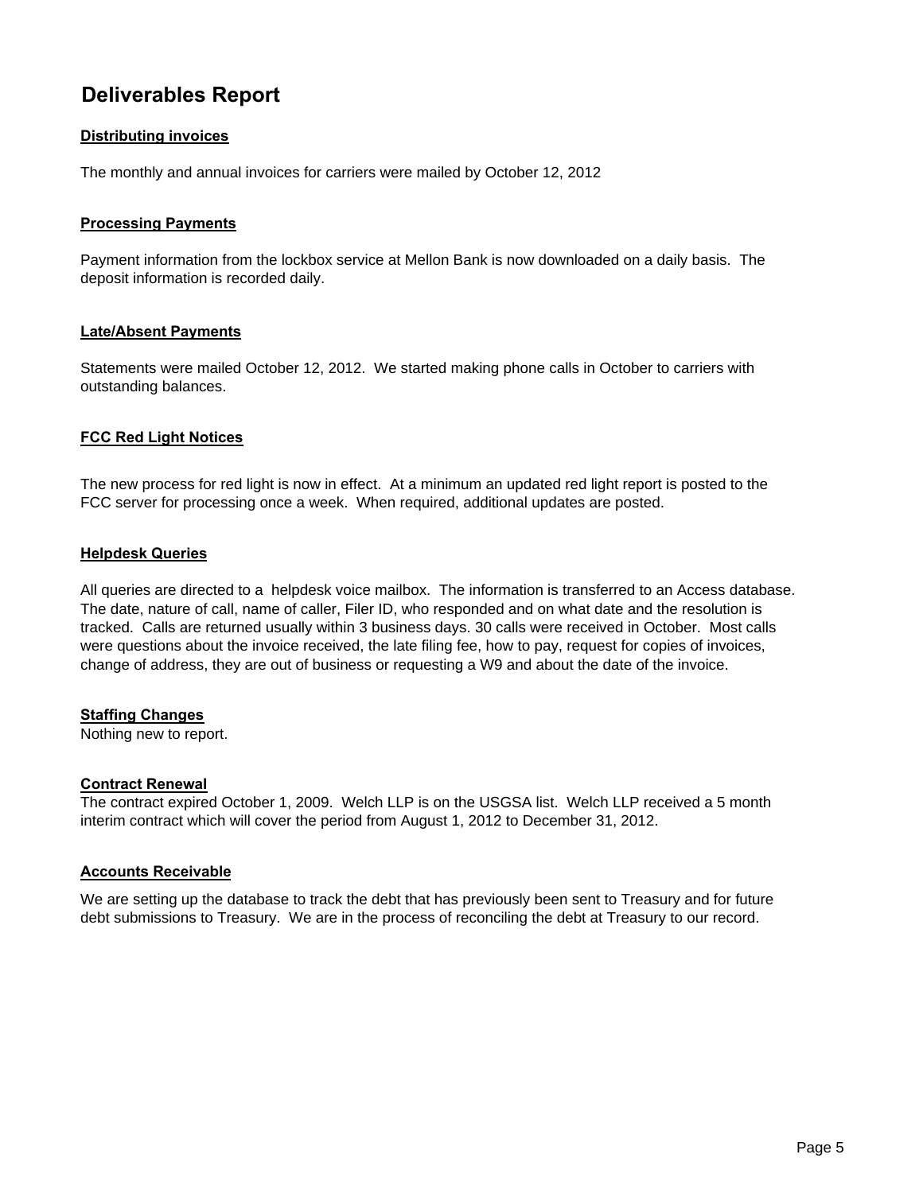# Deliverables Report

**Distributing invoices**

The monthly and annual invoices for carriers were mailed by October 12, 2012

**Processing Payments**

Payment information from the lockbox service at Mellon Bank is now downloaded on a daily basis. The deposit information is recorded daily.

**Late/Absent Payments**

Statements were mailed October 12, 2012. We started making phone calls in October to carriers with outstanding balances.

**FCC Red Light Notices**

The new process for red light is now in effect. At a minimum an updated red light report is posted to the FCC server for processing once a week. When required, additional updates are posted.

**Helpdesk Queries**

All queries are directed to a helpdesk voice mailbox. The information is transferred to an Access database. The date, nature of call, name of caller, Filer ID, who responded and on what date and the resolution is tracked. Calls are returned usually within 3 business days. 30 calls were received in October. Most calls were questions about the invoice received, the late filing fee, how to pay, request for copies of invoices, change of address, they are out of business or requesting a W9 and about the date of the invoice.

**Staffing Changes**

Nothing new to report.

**Contract Renewal**

The contract expired October 1, 2009. Welch LLP is on the USGSA list. Welch LLP received a 5 month interim contract which will cover the period from August 1, 2012 to December 31, 2012.

**Accounts Receivable**

We are setting up the database to track the debt that has previously been sent to Treasury and for future debt submissions to Treasury. We are in the process of reconciling the debt at Treasury to our record.